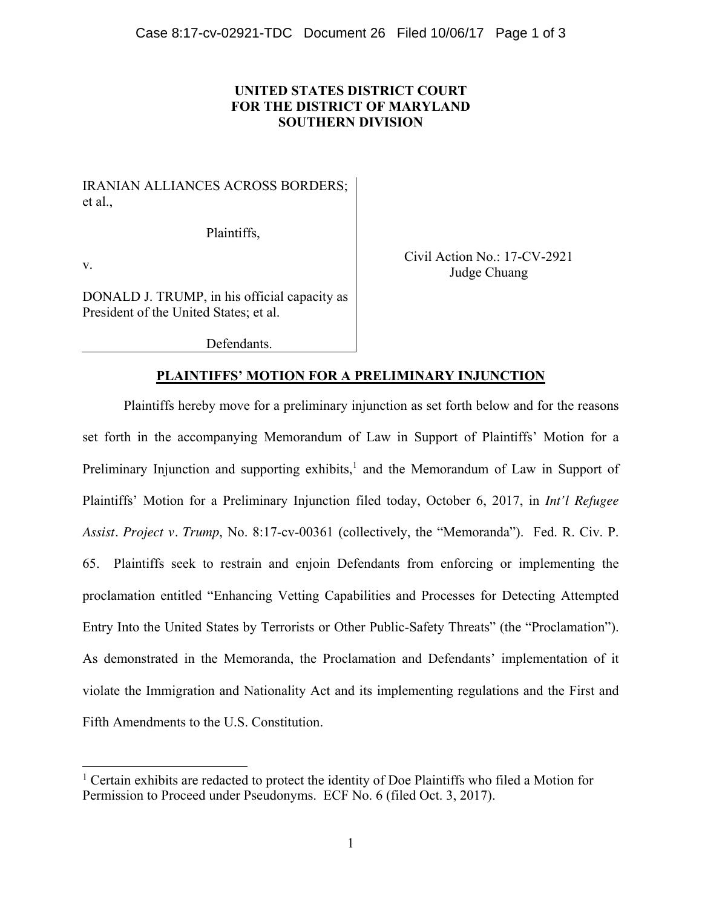**UNITED STATES DISTRICT COURT**
**FOR THE DISTRICT OF MARYLAND**
**SOUTHERN DIVISION**

IRANIAN ALLIANCES ACROSS BORDERS; et al.,

Plaintiffs,

v.

DONALD J. TRUMP, in his official capacity as President of the United States; et al.

Defendants.

Civil Action No.: 17-CV-2921
Judge Chuang

**PLAINTIFFS' MOTION FOR A PRELIMINARY INJUNCTION**

Plaintiffs hereby move for a preliminary injunction as set forth below and for the reasons set forth in the accompanying Memorandum of Law in Support of Plaintiffs' Motion for a Preliminary Injunction and supporting exhibits,[1] and the Memorandum of Law in Support of Plaintiffs' Motion for a Preliminary Injunction filed today, October 6, 2017, in *Int'l Refugee Assist. Project v. Trump*, No. 8:17-cv-00361 (collectively, the "Memoranda"). Fed. R. Civ. P. 65. Plaintiffs seek to restrain and enjoin Defendants from enforcing or implementing the proclamation entitled "Enhancing Vetting Capabilities and Processes for Detecting Attempted Entry Into the United States by Terrorists or Other Public-Safety Threats" (the "Proclamation"). As demonstrated in the Memoranda, the Proclamation and Defendants' implementation of it violate the Immigration and Nationality Act and its implementing regulations and the First and Fifth Amendments to the U.S. Constitution.

[1] Certain exhibits are redacted to protect the identity of Doe Plaintiffs who filed a Motion for Permission to Proceed under Pseudonyms. ECF No. 6 (filed Oct. 3, 2017).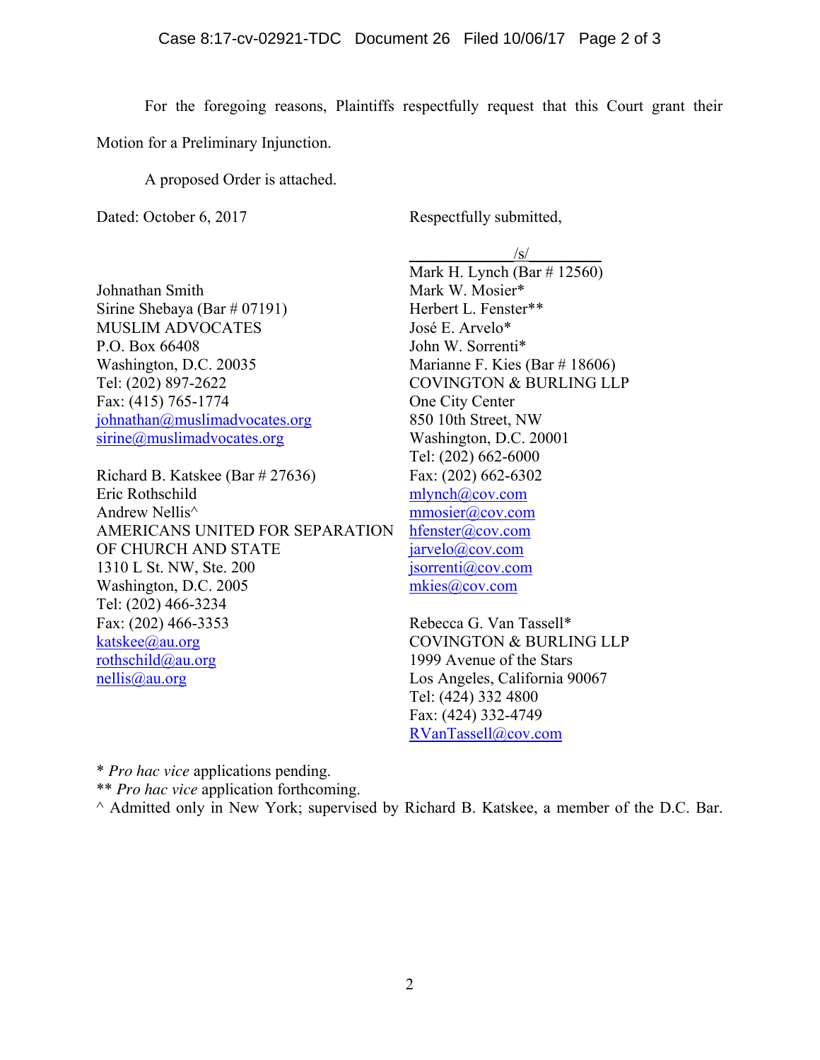For the foregoing reasons, Plaintiffs respectfully request that this Court grant their Motion for a Preliminary Injunction.

A proposed Order is attached.

Dated: October 6, 2017

Respectfully submitted,

/s/
Mark H. Lynch (Bar # 12560)
Mark W. Mosier*
Herbert L. Fenster**
José E. Arvelo*
John W. Sorrenti*
Marianne F. Kies (Bar # 18606)
COVINGTON & BURLING LLP
One City Center
850 10th Street, NW
Washington, D.C. 20001
Tel: (202) 662-6000
Fax: (202) 662-6302
mlynch@cov.com
mmosier@cov.com
hfenster@cov.com
jarvelo@cov.com
jsorrenti@cov.com
mkies@cov.com

Rebecca G. Van Tassell*
COVINGTON & BURLING LLP
1999 Avenue of the Stars
Los Angeles, California 90067
Tel: (424) 332 4800
Fax: (424) 332-4749
RVanTassell@cov.com

Johnathan Smith
Sirine Shebaya (Bar # 07191)
MUSLIM ADVOCATES
P.O. Box 66408
Washington, D.C. 20035
Tel: (202) 897-2622
Fax: (415) 765-1774
johnathan@muslimadvocates.org
sirine@muslimadvocates.org

Richard B. Katskee (Bar # 27636)
Eric Rothschild
Andrew Nellis^
AMERICANS UNITED FOR SEPARATION OF CHURCH AND STATE
1310 L St. NW, Ste. 200
Washington, D.C. 2005
Tel: (202) 466-3234
Fax: (202) 466-3353
katskee@au.org
rothschild@au.org
nellis@au.org

\* *Pro hac vice* applications pending.
\*\* *Pro hac vice* application forthcoming.
^ Admitted only in New York; supervised by Richard B. Katskee, a member of the D.C. Bar.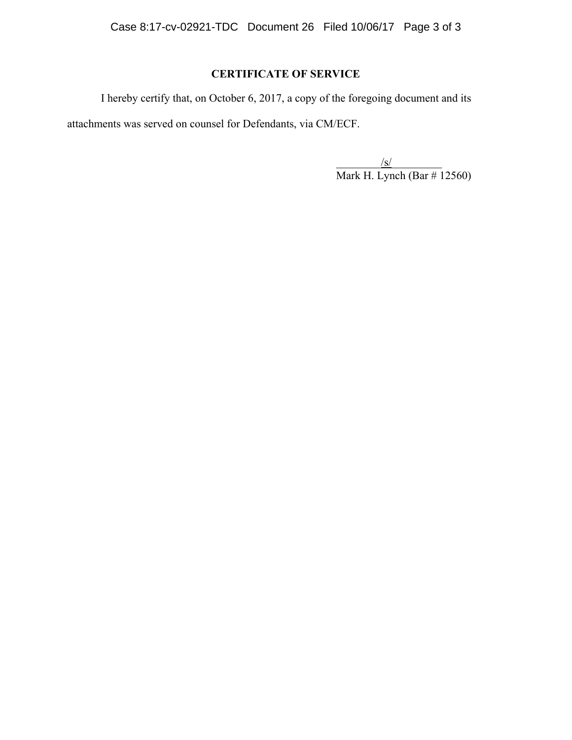## CERTIFICATE OF SERVICE

I hereby certify that, on October 6, 2017, a copy of the foregoing document and its attachments was served on counsel for Defendants, via CM/ECF.

/s/
Mark H. Lynch (Bar # 12560)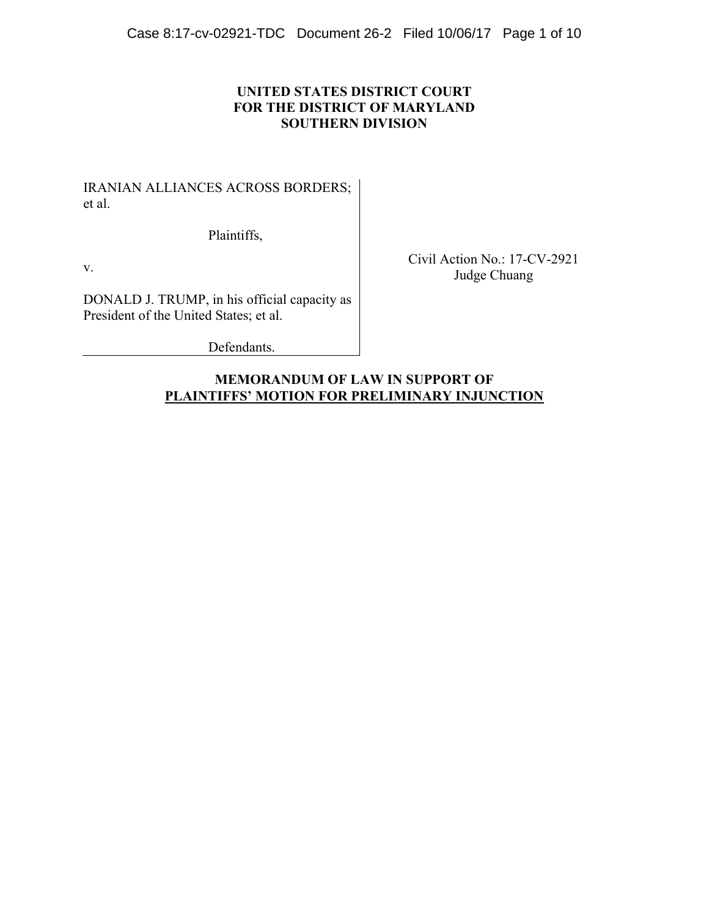**UNITED STATES DISTRICT COURT**
**FOR THE DISTRICT OF MARYLAND**
**SOUTHERN DIVISION**

IRANIAN ALLIANCES ACROSS BORDERS; et al.

Plaintiffs,

v.

DONALD J. TRUMP, in his official capacity as President of the United States; et al.

Defendants.

Civil Action No.: 17-CV-2921
Judge Chuang

**MEMORANDUM OF LAW IN SUPPORT OF**
**PLAINTIFFS' MOTION FOR PRELIMINARY INJUNCTION**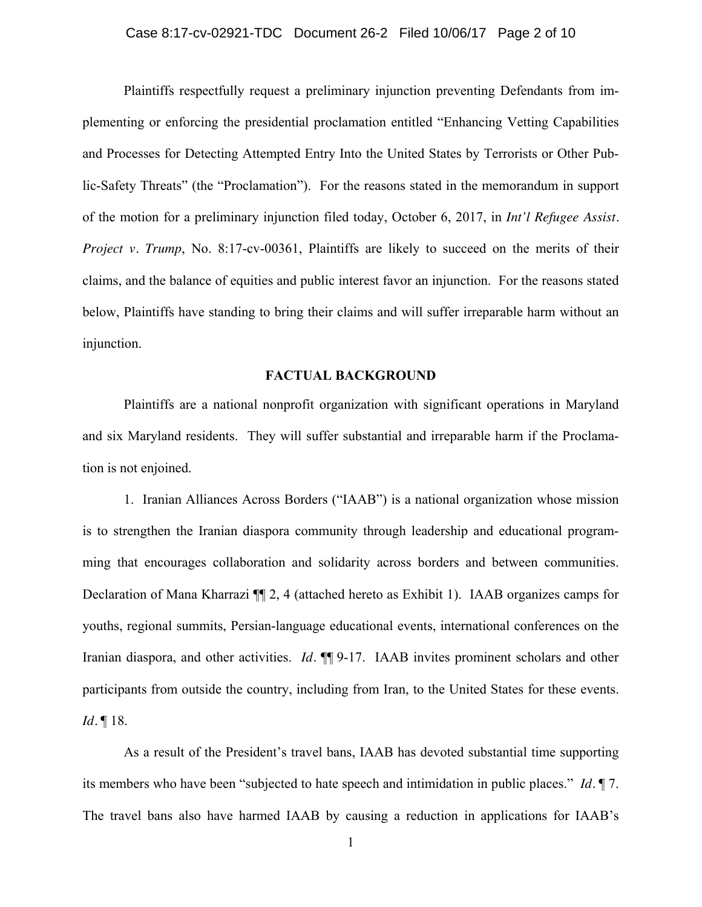Plaintiffs respectfully request a preliminary injunction preventing Defendants from implementing or enforcing the presidential proclamation entitled "Enhancing Vetting Capabilities and Processes for Detecting Attempted Entry Into the United States by Terrorists or Other Public-Safety Threats" (the "Proclamation"). For the reasons stated in the memorandum in support of the motion for a preliminary injunction filed today, October 6, 2017, in *Int'l Refugee Assist. Project v. Trump*, No. 8:17-cv-00361, Plaintiffs are likely to succeed on the merits of their claims, and the balance of equities and public interest favor an injunction. For the reasons stated below, Plaintiffs have standing to bring their claims and will suffer irreparable harm without an injunction.

## FACTUAL BACKGROUND

Plaintiffs are a national nonprofit organization with significant operations in Maryland and six Maryland residents. They will suffer substantial and irreparable harm if the Proclamation is not enjoined.

1. Iranian Alliances Across Borders ("IAAB") is a national organization whose mission is to strengthen the Iranian diaspora community through leadership and educational programming that encourages collaboration and solidarity across borders and between communities. Declaration of Mana Kharrazi ¶¶ 2, 4 (attached hereto as Exhibit 1). IAAB organizes camps for youths, regional summits, Persian-language educational events, international conferences on the Iranian diaspora, and other activities. *Id*. ¶¶ 9-17. IAAB invites prominent scholars and other participants from outside the country, including from Iran, to the United States for these events. *Id*. ¶ 18.

As a result of the President's travel bans, IAAB has devoted substantial time supporting its members who have been "subjected to hate speech and intimidation in public places." *Id*. ¶ 7. The travel bans also have harmed IAAB by causing a reduction in applications for IAAB's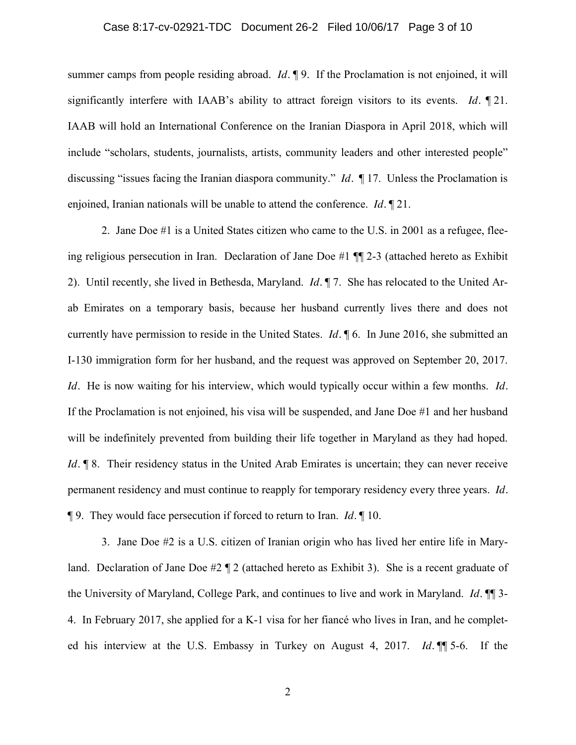summer camps from people residing abroad. *Id*. ¶ 9. If the Proclamation is not enjoined, it will significantly interfere with IAAB's ability to attract foreign visitors to its events. *Id*. ¶ 21. IAAB will hold an International Conference on the Iranian Diaspora in April 2018, which will include "scholars, students, journalists, artists, community leaders and other interested people" discussing "issues facing the Iranian diaspora community." *Id*. ¶ 17. Unless the Proclamation is enjoined, Iranian nationals will be unable to attend the conference. *Id*. ¶ 21.

2. Jane Doe #1 is a United States citizen who came to the U.S. in 2001 as a refugee, fleeing religious persecution in Iran. Declaration of Jane Doe #1 ¶¶ 2-3 (attached hereto as Exhibit 2). Until recently, she lived in Bethesda, Maryland. *Id*. ¶ 7. She has relocated to the United Arab Emirates on a temporary basis, because her husband currently lives there and does not currently have permission to reside in the United States. *Id*. ¶ 6. In June 2016, she submitted an I-130 immigration form for her husband, and the request was approved on September 20, 2017. *Id*. He is now waiting for his interview, which would typically occur within a few months. *Id*. If the Proclamation is not enjoined, his visa will be suspended, and Jane Doe #1 and her husband will be indefinitely prevented from building their life together in Maryland as they had hoped. *Id*. ¶ 8. Their residency status in the United Arab Emirates is uncertain; they can never receive permanent residency and must continue to reapply for temporary residency every three years. *Id*. ¶ 9. They would face persecution if forced to return to Iran. *Id*. ¶ 10.

3. Jane Doe #2 is a U.S. citizen of Iranian origin who has lived her entire life in Maryland. Declaration of Jane Doe #2 ¶ 2 (attached hereto as Exhibit 3). She is a recent graduate of the University of Maryland, College Park, and continues to live and work in Maryland. *Id*. ¶¶ 3-4. In February 2017, she applied for a K-1 visa for her fiancé who lives in Iran, and he completed his interview at the U.S. Embassy in Turkey on August 4, 2017. *Id*. ¶¶ 5-6. If the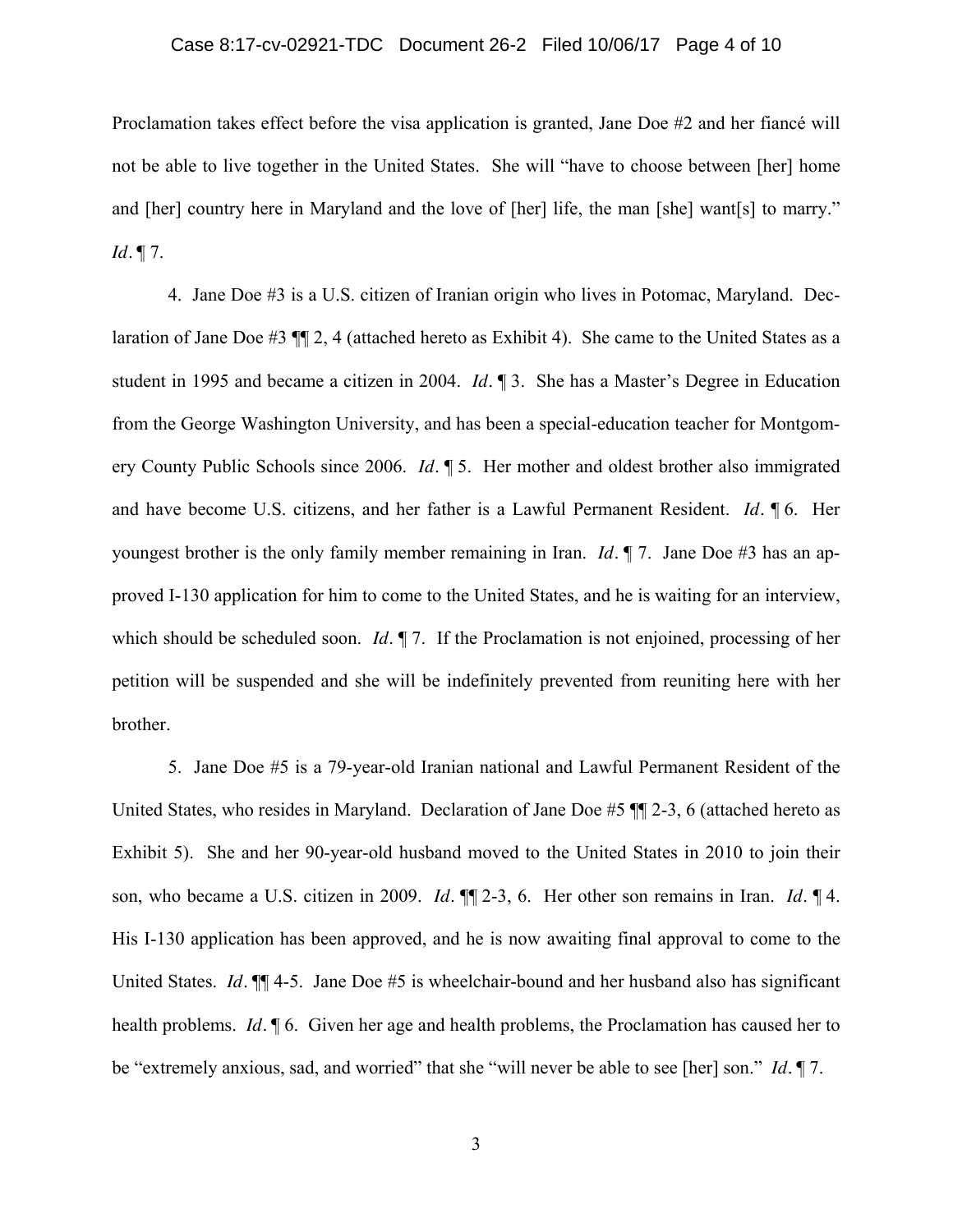Proclamation takes effect before the visa application is granted, Jane Doe #2 and her fiancé will not be able to live together in the United States. She will "have to choose between [her] home and [her] country here in Maryland and the love of [her] life, the man [she] want[s] to marry." *Id*. ¶ 7.

4. Jane Doe #3 is a U.S. citizen of Iranian origin who lives in Potomac, Maryland. Declaration of Jane Doe #3 ¶¶ 2, 4 (attached hereto as Exhibit 4). She came to the United States as a student in 1995 and became a citizen in 2004. *Id*. ¶ 3. She has a Master's Degree in Education from the George Washington University, and has been a special-education teacher for Montgomery County Public Schools since 2006. *Id*. ¶ 5. Her mother and oldest brother also immigrated and have become U.S. citizens, and her father is a Lawful Permanent Resident. *Id*. ¶ 6. Her youngest brother is the only family member remaining in Iran. *Id*. ¶ 7. Jane Doe #3 has an approved I-130 application for him to come to the United States, and he is waiting for an interview, which should be scheduled soon. *Id*. ¶ 7. If the Proclamation is not enjoined, processing of her petition will be suspended and she will be indefinitely prevented from reuniting here with her brother.

5. Jane Doe #5 is a 79-year-old Iranian national and Lawful Permanent Resident of the United States, who resides in Maryland. Declaration of Jane Doe #5 ¶¶ 2-3, 6 (attached hereto as Exhibit 5). She and her 90-year-old husband moved to the United States in 2010 to join their son, who became a U.S. citizen in 2009. *Id*. ¶¶ 2-3, 6. Her other son remains in Iran. *Id*. ¶ 4. His I-130 application has been approved, and he is now awaiting final approval to come to the United States. *Id*. ¶¶ 4-5. Jane Doe #5 is wheelchair-bound and her husband also has significant health problems. *Id*. ¶ 6. Given her age and health problems, the Proclamation has caused her to be "extremely anxious, sad, and worried" that she "will never be able to see [her] son." *Id*. ¶ 7.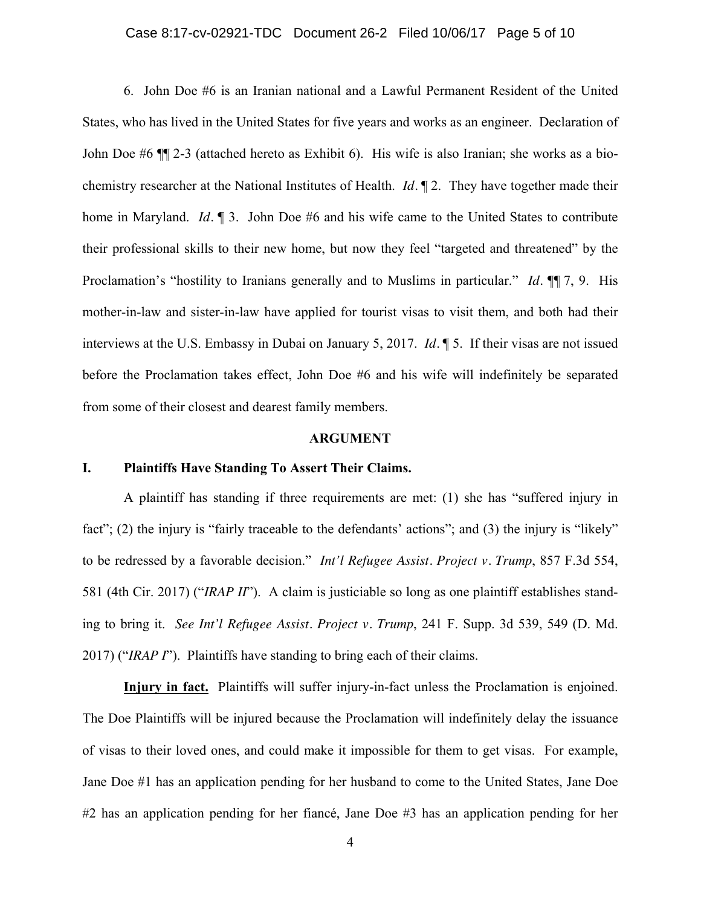6. John Doe #6 is an Iranian national and a Lawful Permanent Resident of the United States, who has lived in the United States for five years and works as an engineer. Declaration of John Doe #6 ¶¶ 2-3 (attached hereto as Exhibit 6). His wife is also Iranian; she works as a bio-chemistry researcher at the National Institutes of Health. *Id*. ¶ 2. They have together made their home in Maryland. *Id*. ¶ 3. John Doe #6 and his wife came to the United States to contribute their professional skills to their new home, but now they feel "targeted and threatened" by the Proclamation's "hostility to Iranians generally and to Muslims in particular." *Id*. ¶¶ 7, 9. His mother-in-law and sister-in-law have applied for tourist visas to visit them, and both had their interviews at the U.S. Embassy in Dubai on January 5, 2017. *Id*. ¶ 5. If their visas are not issued before the Proclamation takes effect, John Doe #6 and his wife will indefinitely be separated from some of their closest and dearest family members.

## ARGUMENT

### I. Plaintiffs Have Standing To Assert Their Claims.

A plaintiff has standing if three requirements are met: (1) she has "suffered injury in fact"; (2) the injury is "fairly traceable to the defendants' actions"; and (3) the injury is "likely" to be redressed by a favorable decision." *Int'l Refugee Assist. Project v. Trump*, 857 F.3d 554, 581 (4th Cir. 2017) ("*IRAP II*"). A claim is justiciable so long as one plaintiff establishes standing to bring it. *See Int'l Refugee Assist. Project v. Trump*, 241 F. Supp. 3d 539, 549 (D. Md. 2017) ("*IRAP I*"). Plaintiffs have standing to bring each of their claims.

**Injury in fact.** Plaintiffs will suffer injury-in-fact unless the Proclamation is enjoined. The Doe Plaintiffs will be injured because the Proclamation will indefinitely delay the issuance of visas to their loved ones, and could make it impossible for them to get visas. For example, Jane Doe #1 has an application pending for her husband to come to the United States, Jane Doe #2 has an application pending for her fiancé, Jane Doe #3 has an application pending for her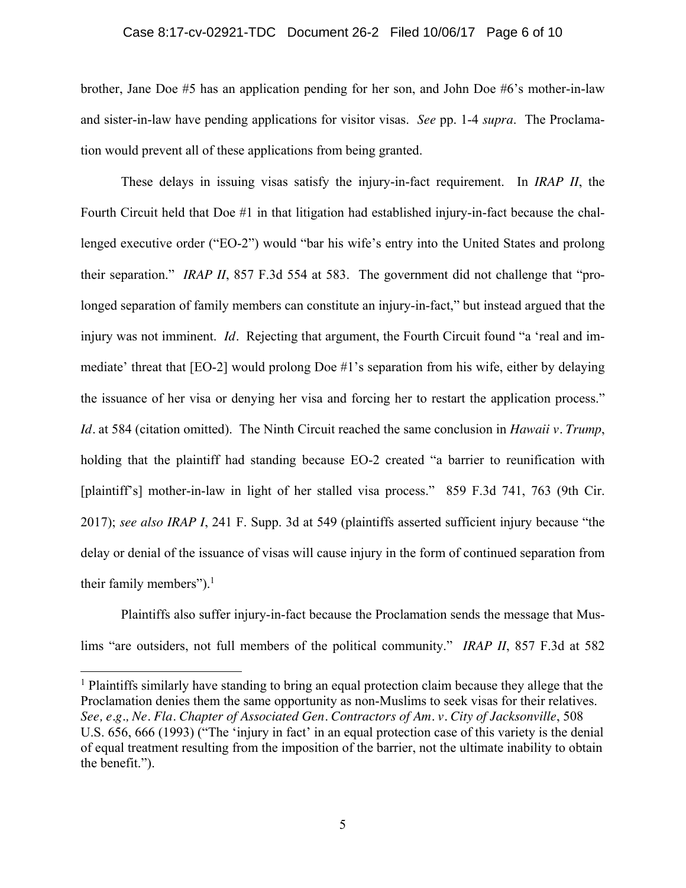brother, Jane Doe #5 has an application pending for her son, and John Doe #6's mother-in-law and sister-in-law have pending applications for visitor visas. *See* pp. 1-4 *supra*. The Proclamation would prevent all of these applications from being granted.

These delays in issuing visas satisfy the injury-in-fact requirement. In *IRAP II*, the Fourth Circuit held that Doe #1 in that litigation had established injury-in-fact because the challenged executive order ("EO-2") would "bar his wife's entry into the United States and prolong their separation." *IRAP II*, 857 F.3d 554 at 583. The government did not challenge that "prolonged separation of family members can constitute an injury-in-fact," but instead argued that the injury was not imminent. *Id*. Rejecting that argument, the Fourth Circuit found "a 'real and immediate' threat that [EO-2] would prolong Doe #1's separation from his wife, either by delaying the issuance of her visa or denying her visa and forcing her to restart the application process." *Id*. at 584 (citation omitted). The Ninth Circuit reached the same conclusion in *Hawaii v. Trump*, holding that the plaintiff had standing because EO-2 created "a barrier to reunification with [plaintiff's] mother-in-law in light of her stalled visa process." 859 F.3d 741, 763 (9th Cir. 2017); *see also IRAP I*, 241 F. Supp. 3d at 549 (plaintiffs asserted sufficient injury because "the delay or denial of the issuance of visas will cause injury in the form of continued separation from their family members").[1]

Plaintiffs also suffer injury-in-fact because the Proclamation sends the message that Muslims "are outsiders, not full members of the political community." *IRAP II*, 857 F.3d at 582

---

[1] Plaintiffs similarly have standing to bring an equal protection claim because they allege that the Proclamation denies them the same opportunity as non-Muslims to seek visas for their relatives. *See, e.g., Ne. Fla. Chapter of Associated Gen. Contractors of Am. v. City of Jacksonville*, 508 U.S. 656, 666 (1993) ("The 'injury in fact' in an equal protection case of this variety is the denial of equal treatment resulting from the imposition of the barrier, not the ultimate inability to obtain the benefit.").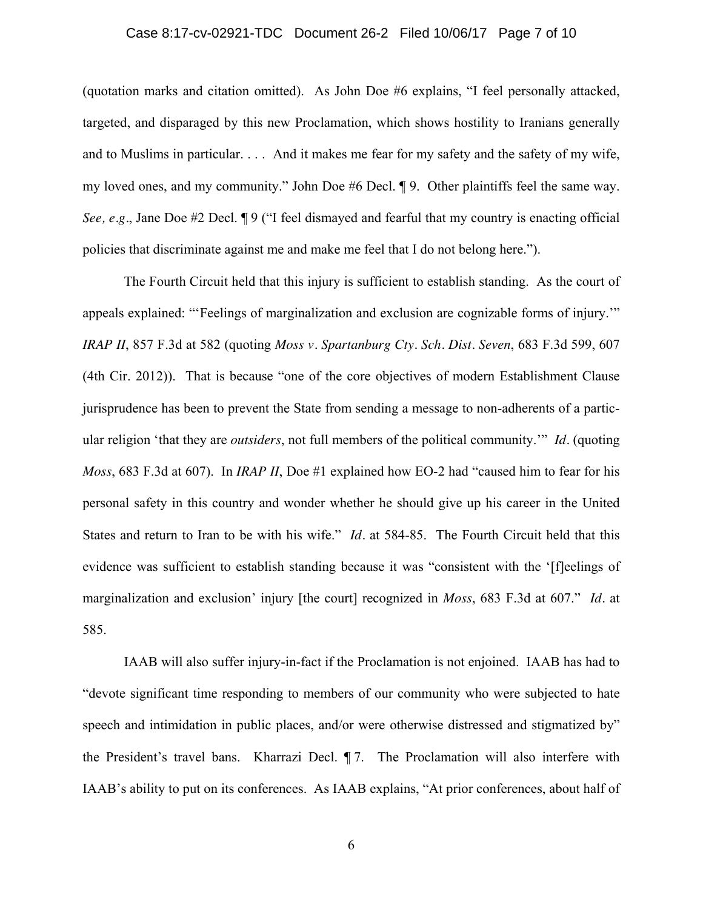(quotation marks and citation omitted). As John Doe #6 explains, "I feel personally attacked, targeted, and disparaged by this new Proclamation, which shows hostility to Iranians generally and to Muslims in particular. . . . And it makes me fear for my safety and the safety of my wife, my loved ones, and my community." John Doe #6 Decl. ¶ 9. Other plaintiffs feel the same way. *See, e.g.*, Jane Doe #2 Decl. ¶ 9 ("I feel dismayed and fearful that my country is enacting official policies that discriminate against me and make me feel that I do not belong here.").

The Fourth Circuit held that this injury is sufficient to establish standing. As the court of appeals explained: "'Feelings of marginalization and exclusion are cognizable forms of injury.'" *IRAP II*, 857 F.3d at 582 (quoting *Moss v. Spartanburg Cty. Sch. Dist. Seven*, 683 F.3d 599, 607 (4th Cir. 2012)). That is because "one of the core objectives of modern Establishment Clause jurisprudence has been to prevent the State from sending a message to non-adherents of a particular religion 'that they are *outsiders*, not full members of the political community.'" *Id*. (quoting *Moss*, 683 F.3d at 607). In *IRAP II*, Doe #1 explained how EO-2 had "caused him to fear for his personal safety in this country and wonder whether he should give up his career in the United States and return to Iran to be with his wife." *Id*. at 584-85. The Fourth Circuit held that this evidence was sufficient to establish standing because it was "consistent with the '[f]eelings of marginalization and exclusion' injury [the court] recognized in *Moss*, 683 F.3d at 607." *Id*. at 585.

IAAB will also suffer injury-in-fact if the Proclamation is not enjoined. IAAB has had to "devote significant time responding to members of our community who were subjected to hate speech and intimidation in public places, and/or were otherwise distressed and stigmatized by" the President's travel bans. Kharrazi Decl. ¶ 7. The Proclamation will also interfere with IAAB's ability to put on its conferences. As IAAB explains, "At prior conferences, about half of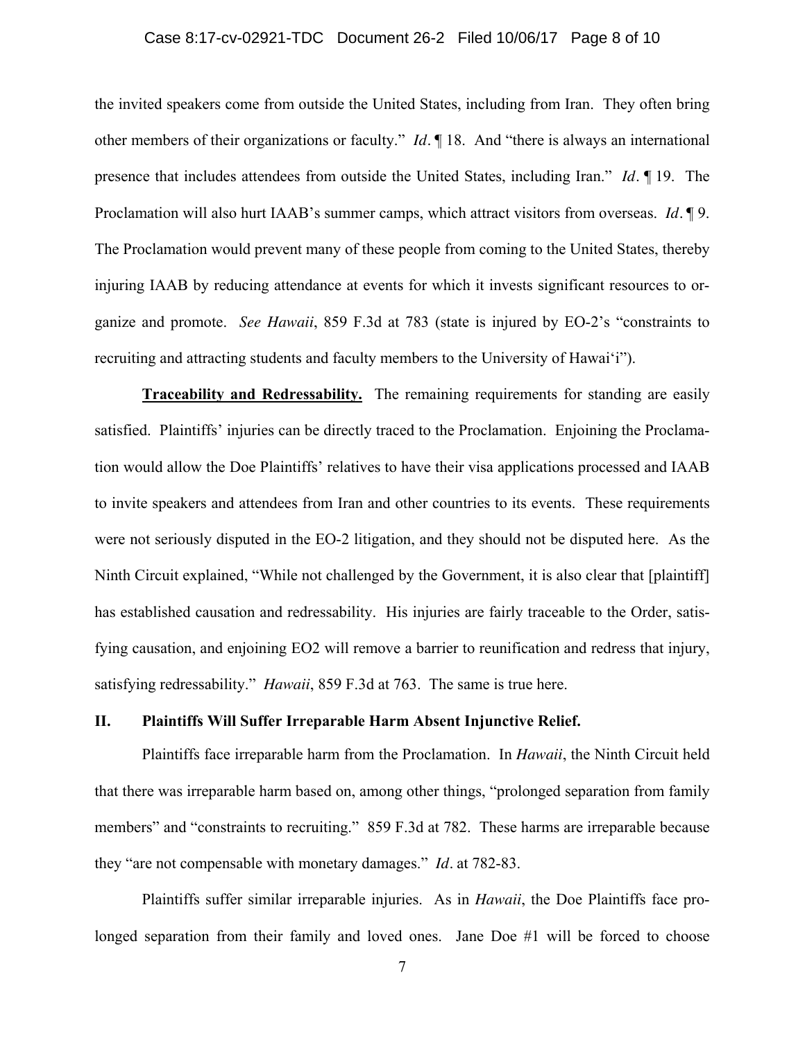the invited speakers come from outside the United States, including from Iran. They often bring other members of their organizations or faculty." *Id*. ¶ 18. And "there is always an international presence that includes attendees from outside the United States, including Iran." *Id*. ¶ 19. The Proclamation will also hurt IAAB's summer camps, which attract visitors from overseas. *Id*. ¶ 9. The Proclamation would prevent many of these people from coming to the United States, thereby injuring IAAB by reducing attendance at events for which it invests significant resources to organize and promote. *See Hawaii*, 859 F.3d at 783 (state is injured by EO-2's "constraints to recruiting and attracting students and faculty members to the University of Hawai'i").

**Traceability and Redressability.** The remaining requirements for standing are easily satisfied. Plaintiffs' injuries can be directly traced to the Proclamation. Enjoining the Proclamation would allow the Doe Plaintiffs' relatives to have their visa applications processed and IAAB to invite speakers and attendees from Iran and other countries to its events. These requirements were not seriously disputed in the EO-2 litigation, and they should not be disputed here. As the Ninth Circuit explained, "While not challenged by the Government, it is also clear that [plaintiff] has established causation and redressability. His injuries are fairly traceable to the Order, satisfying causation, and enjoining EO2 will remove a barrier to reunification and redress that injury, satisfying redressability." *Hawaii*, 859 F.3d at 763. The same is true here.

## II. Plaintiffs Will Suffer Irreparable Harm Absent Injunctive Relief.

Plaintiffs face irreparable harm from the Proclamation. In *Hawaii*, the Ninth Circuit held that there was irreparable harm based on, among other things, "prolonged separation from family members" and "constraints to recruiting." 859 F.3d at 782. These harms are irreparable because they "are not compensable with monetary damages." *Id*. at 782-83.

Plaintiffs suffer similar irreparable injuries. As in *Hawaii*, the Doe Plaintiffs face prolonged separation from their family and loved ones. Jane Doe #1 will be forced to choose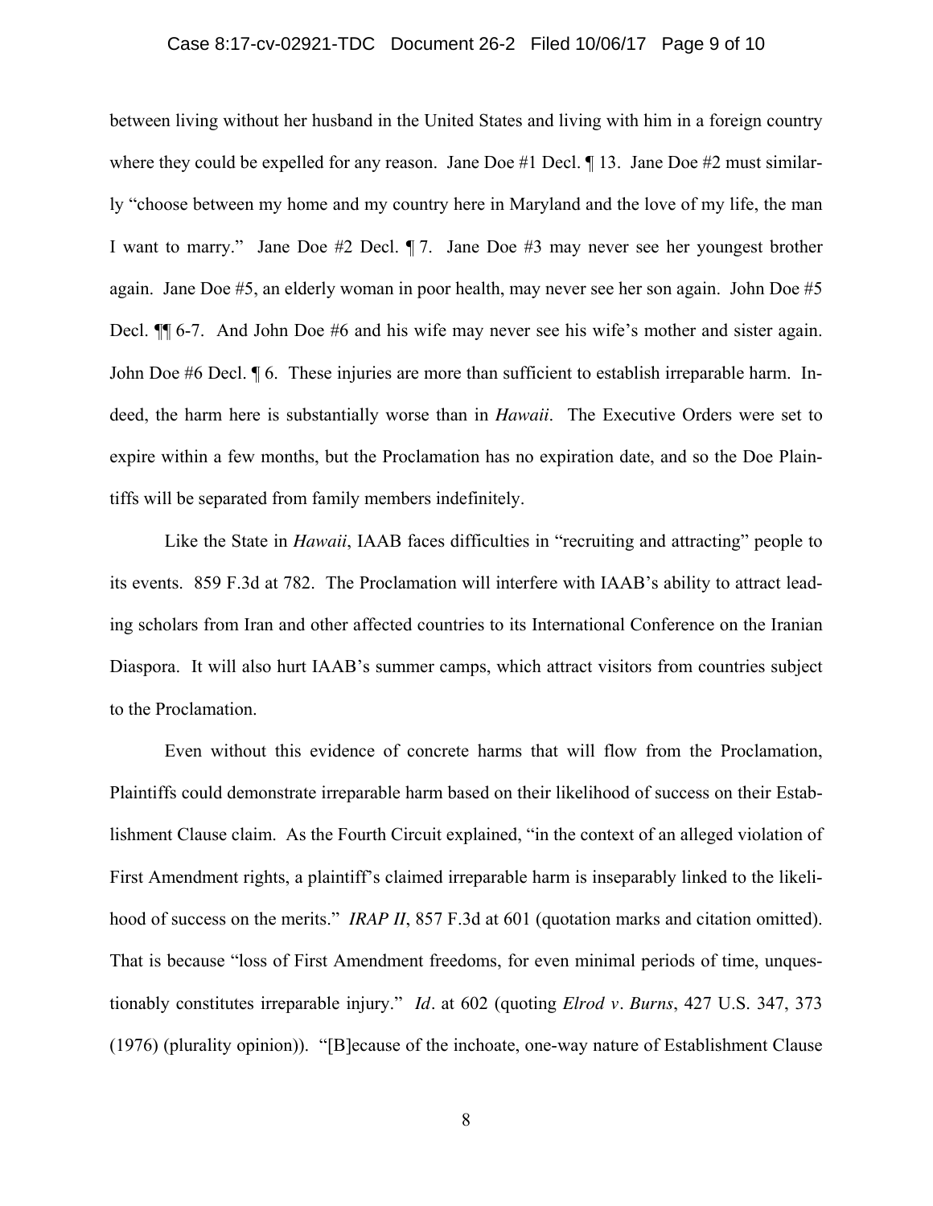between living without her husband in the United States and living with him in a foreign country where they could be expelled for any reason. Jane Doe #1 Decl. ¶ 13. Jane Doe #2 must similarly "choose between my home and my country here in Maryland and the love of my life, the man I want to marry." Jane Doe #2 Decl. ¶ 7. Jane Doe #3 may never see her youngest brother again. Jane Doe #5, an elderly woman in poor health, may never see her son again. John Doe #5 Decl. ¶¶ 6-7. And John Doe #6 and his wife may never see his wife's mother and sister again. John Doe #6 Decl. ¶ 6. These injuries are more than sufficient to establish irreparable harm. Indeed, the harm here is substantially worse than in *Hawaii*. The Executive Orders were set to expire within a few months, but the Proclamation has no expiration date, and so the Doe Plaintiffs will be separated from family members indefinitely.

Like the State in *Hawaii*, IAAB faces difficulties in "recruiting and attracting" people to its events. 859 F.3d at 782. The Proclamation will interfere with IAAB's ability to attract leading scholars from Iran and other affected countries to its International Conference on the Iranian Diaspora. It will also hurt IAAB's summer camps, which attract visitors from countries subject to the Proclamation.

Even without this evidence of concrete harms that will flow from the Proclamation, Plaintiffs could demonstrate irreparable harm based on their likelihood of success on their Establishment Clause claim. As the Fourth Circuit explained, "in the context of an alleged violation of First Amendment rights, a plaintiff's claimed irreparable harm is inseparably linked to the likelihood of success on the merits." *IRAP II*, 857 F.3d at 601 (quotation marks and citation omitted). That is because "loss of First Amendment freedoms, for even minimal periods of time, unquestionably constitutes irreparable injury." *Id*. at 602 (quoting *Elrod v. Burns*, 427 U.S. 347, 373 (1976) (plurality opinion)). "[B]ecause of the inchoate, one-way nature of Establishment Clause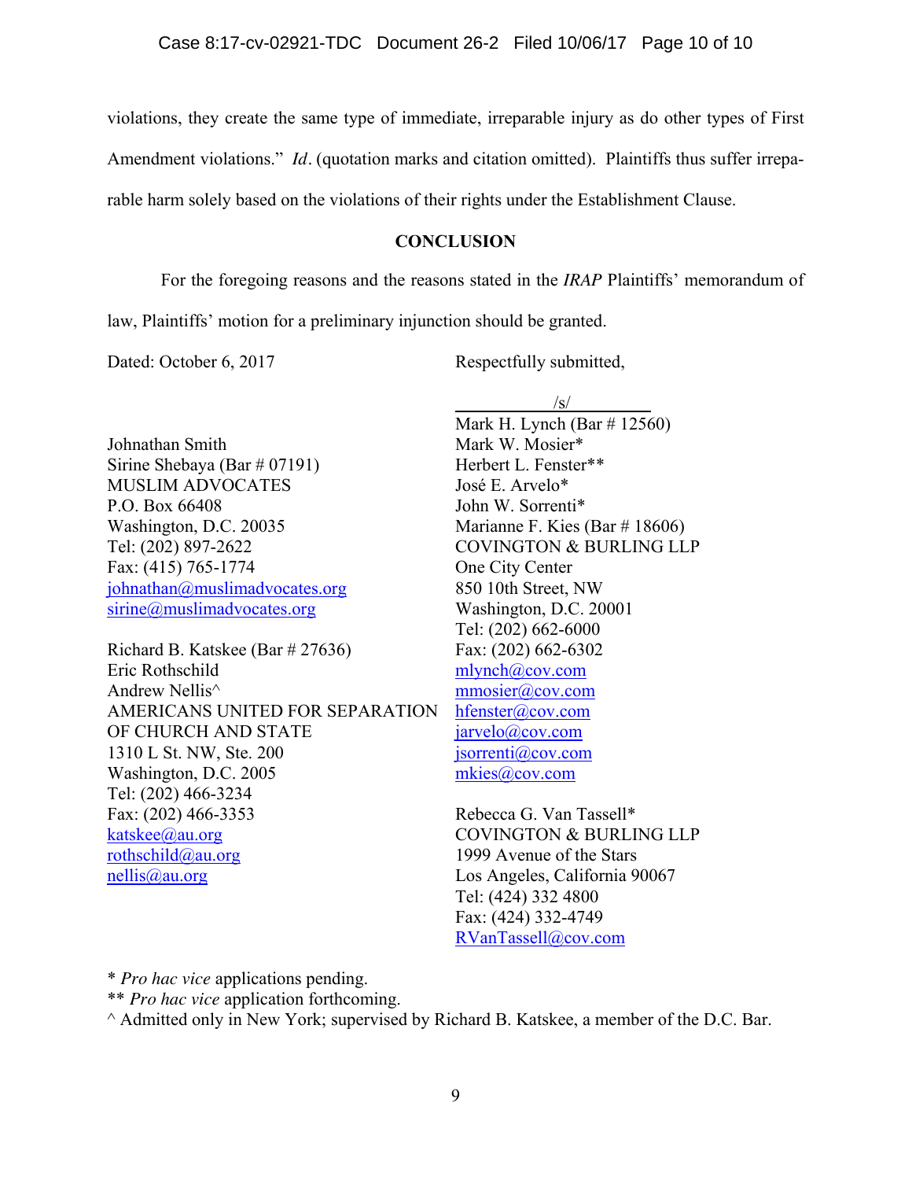violations, they create the same type of immediate, irreparable injury as do other types of First Amendment violations." *Id*. (quotation marks and citation omitted). Plaintiffs thus suffer irreparable harm solely based on the violations of their rights under the Establishment Clause.

## CONCLUSION

For the foregoing reasons and the reasons stated in the *IRAP* Plaintiffs' memorandum of law, Plaintiffs' motion for a preliminary injunction should be granted.

Dated: October 6, 2017

Respectfully submitted,

/s/

Mark H. Lynch (Bar # 12560)
Mark W. Mosier*
Herbert L. Fenster**
José E. Arvelo*
John W. Sorrenti*
Marianne F. Kies (Bar # 18606)
COVINGTON & BURLING LLP
One City Center
850 10th Street, NW
Washington, D.C. 20001
Tel: (202) 662-6000
Fax: (202) 662-6302
mlynch@cov.com
mmosier@cov.com
hfenster@cov.com
jarvelo@cov.com
jsorrenti@cov.com
mkies@cov.com

Rebecca G. Van Tassell*
COVINGTON & BURLING LLP
1999 Avenue of the Stars
Los Angeles, California 90067
Tel: (424) 332 4800
Fax: (424) 332-4749
RVanTassell@cov.com

Johnathan Smith
Sirine Shebaya (Bar # 07191)
MUSLIM ADVOCATES
P.O. Box 66408
Washington, D.C. 20035
Tel: (202) 897-2622
Fax: (415) 765-1774
johnathan@muslimadvocates.org
sirine@muslimadvocates.org

Richard B. Katskee (Bar # 27636)
Eric Rothschild
Andrew Nellis^
AMERICANS UNITED FOR SEPARATION OF CHURCH AND STATE
1310 L St. NW, Ste. 200
Washington, D.C. 2005
Tel: (202) 466-3234
Fax: (202) 466-3353
katskee@au.org
rothschild@au.org
nellis@au.org

\* *Pro hac vice* applications pending.
\** *Pro hac vice* application forthcoming.
^ Admitted only in New York; supervised by Richard B. Katskee, a member of the D.C. Bar.